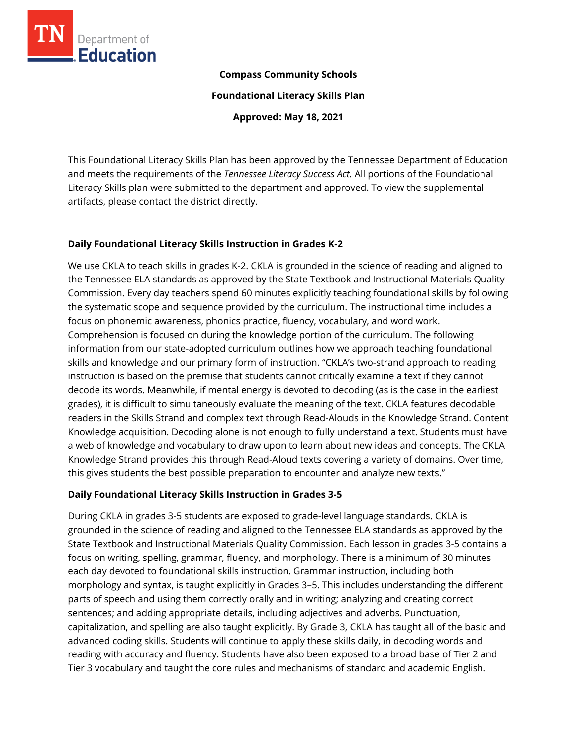**Compass Community Schools**

**Foundational Literacy Skills Plan**

**Approved: May 18, 2021**

This Foundational Literacy Skills Plan has been approved by the Tennessee Department of Education and meets the requirements of the *Tennessee Literacy Success Act.* All portions of the Foundational Literacy Skills plan were submitted to the department and approved. To view the supplemental artifacts, please contact the district directly.

## Daily Foundational Literacy Skills Instruction in Grades K-2

We use CKLA to teach skills in grades K-2. CKLA is grounded in the science of reading and aligned to the Tennessee ELA standards as approved by the State Textbook and Instructional Materials Quality Commission. Every day teachers spend 60 minutes explicitly teaching foundational skills by following the systematic scope and sequence provided by the curriculum. The instructional time includes a focus on phonemic awareness, phonics practice, fluency, vocabulary, and word work. Comprehension is focused on during the knowledge portion of the curriculum. The following information from our state-adopted curriculum outlines how we approach teaching foundational skills and knowledge and our primary form of instruction. "CKLA's two-strand approach to reading instruction is based on the premise that students cannot critically examine a text if they cannot decode its words. Meanwhile, if mental energy is devoted to decoding (as is the case in the earliest grades), it is difficult to simultaneously evaluate the meaning of the text. CKLA features decodable readers in the Skills Strand and complex text through Read-Alouds in the Knowledge Strand. Content Knowledge acquisition. Decoding alone is not enough to fully understand a text. Students must have a web of knowledge and vocabulary to draw upon to learn about new ideas and concepts. The CKLA Knowledge Strand provides this through Read-Aloud texts covering a variety of domains. Over time, this gives students the best possible preparation to encounter and analyze new texts."

## Daily Foundational Literacy Skills Instruction in Grades 3-5

During CKLA in grades 3-5 students are exposed to grade-level language standards. CKLA is grounded in the science of reading and aligned to the Tennessee ELA standards as approved by the State Textbook and Instructional Materials Quality Commission. Each lesson in grades 3-5 contains a focus on writing, spelling, grammar, fluency, and morphology. There is a minimum of 30 minutes each day devoted to foundational skills instruction. Grammar instruction, including both morphology and syntax, is taught explicitly in Grades 3–5. This includes understanding the different parts of speech and using them correctly orally and in writing; analyzing and creating correct sentences; and adding appropriate details, including adjectives and adverbs. Punctuation, capitalization, and spelling are also taught explicitly. By Grade 3, CKLA has taught all of the basic and advanced coding skills. Students will continue to apply these skills daily, in decoding words and reading with accuracy and fluency. Students have also been exposed to a broad base of Tier 2 and Tier 3 vocabulary and taught the core rules and mechanisms of standard and academic English.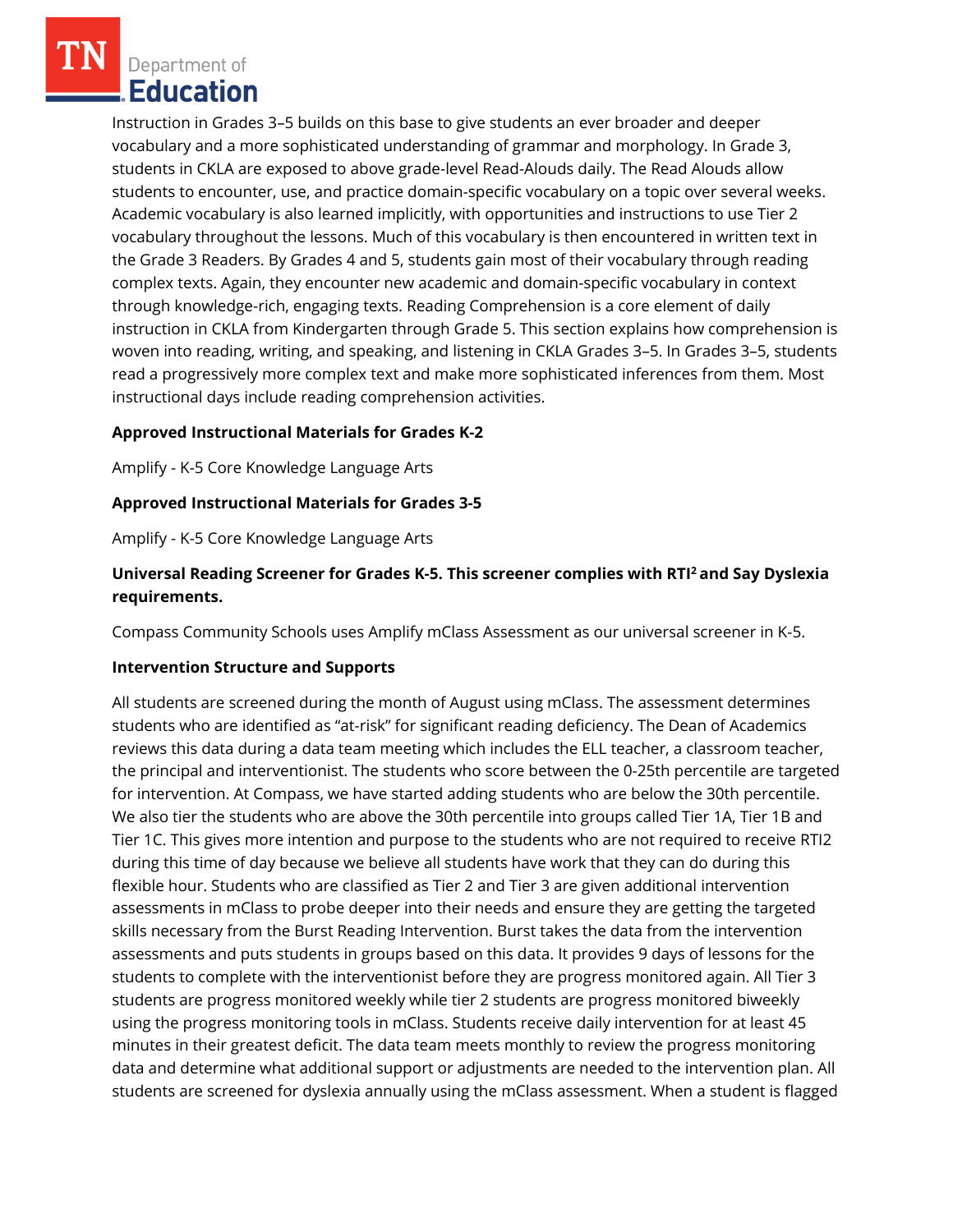Instruction in Grades 3–5 builds on this base to give students an ever broader and deeper vocabulary and a more sophisticated understanding of grammar and morphology. In Grade 3, students in CKLA are exposed to above grade-level Read-Alouds daily. The Read Alouds allow students to encounter, use, and practice domain-specific vocabulary on a topic over several weeks. Academic vocabulary is also learned implicitly, with opportunities and instructions to use Tier 2 vocabulary throughout the lessons. Much of this vocabulary is then encountered in written text in the Grade 3 Readers. By Grades 4 and 5, students gain most of their vocabulary through reading complex texts. Again, they encounter new academic and domain-specific vocabulary in context through knowledge-rich, engaging texts. Reading Comprehension is a core element of daily instruction in CKLA from Kindergarten through Grade 5. This section explains how comprehension is woven into reading, writing, and speaking, and listening in CKLA Grades 3–5. In Grades 3–5, students read a progressively more complex text and make more sophisticated inferences from them. Most instructional days include reading comprehension activities.

**Approved Instructional Materials for Grades K-2**

Amplify - K-5 Core Knowledge Language Arts

**Approved Instructional Materials for Grades 3-5**

Amplify - K-5 Core Knowledge Language Arts

**Universal Reading Screener for Grades K-5. This screener complies with RTI² and Say Dyslexia requirements.**

Compass Community Schools uses Amplify mClass Assessment as our universal screener in K-5.

**Intervention Structure and Supports**

All students are screened during the month of August using mClass. The assessment determines students who are identified as "at-risk" for significant reading deficiency. The Dean of Academics reviews this data during a data team meeting which includes the ELL teacher, a classroom teacher, the principal and interventionist. The students who score between the 0-25th percentile are targeted for intervention. At Compass, we have started adding students who are below the 30th percentile. We also tier the students who are above the 30th percentile into groups called Tier 1A, Tier 1B and Tier 1C. This gives more intention and purpose to the students who are not required to receive RTI2 during this time of day because we believe all students have work that they can do during this flexible hour. Students who are classified as Tier 2 and Tier 3 are given additional intervention assessments in mClass to probe deeper into their needs and ensure they are getting the targeted skills necessary from the Burst Reading Intervention. Burst takes the data from the intervention assessments and puts students in groups based on this data. It provides 9 days of lessons for the students to complete with the interventionist before they are progress monitored again. All Tier 3 students are progress monitored weekly while tier 2 students are progress monitored biweekly using the progress monitoring tools in mClass. Students receive daily intervention for at least 45 minutes in their greatest deficit. The data team meets monthly to review the progress monitoring data and determine what additional support or adjustments are needed to the intervention plan. All students are screened for dyslexia annually using the mClass assessment. When a student is flagged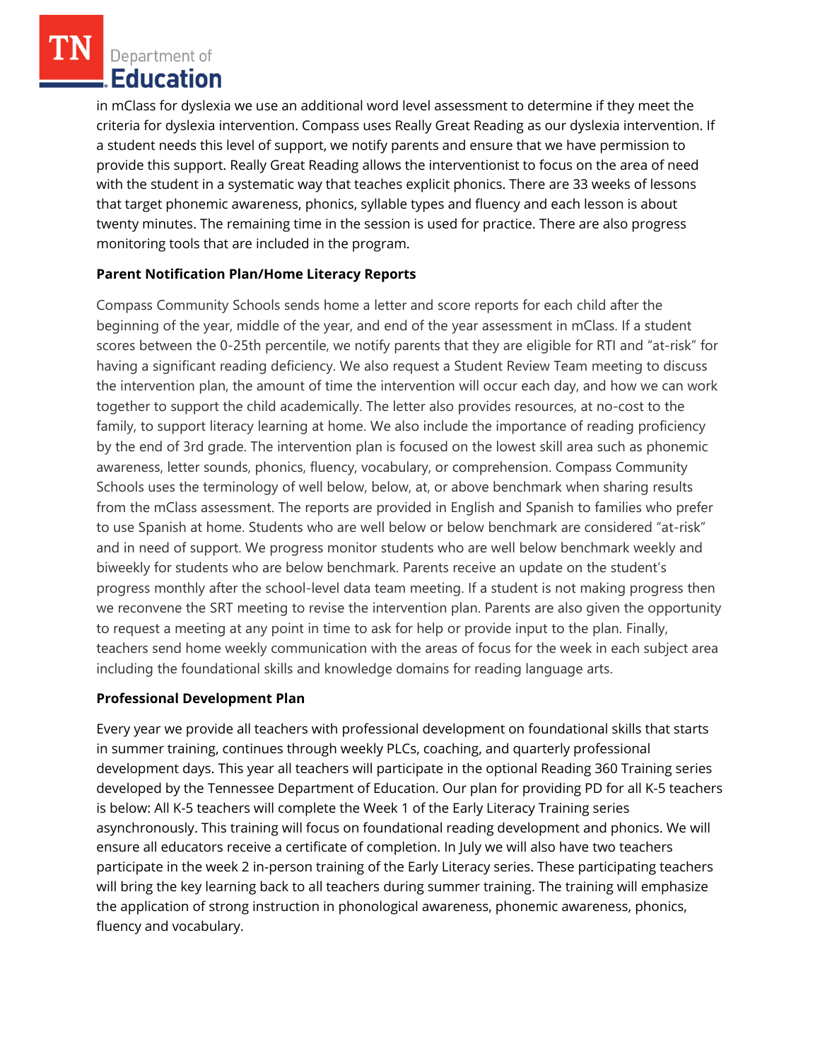in mClass for dyslexia we use an additional word level assessment to determine if they meet the criteria for dyslexia intervention. Compass uses Really Great Reading as our dyslexia intervention. If a student needs this level of support, we notify parents and ensure that we have permission to provide this support. Really Great Reading allows the interventionist to focus on the area of need with the student in a systematic way that teaches explicit phonics. There are 33 weeks of lessons that target phonemic awareness, phonics, syllable types and fluency and each lesson is about twenty minutes. The remaining time in the session is used for practice. There are also progress monitoring tools that are included in the program.

**Parent Notification Plan/Home Literacy Reports**

Compass Community Schools sends home a letter and score reports for each child after the beginning of the year, middle of the year, and end of the year assessment in mClass. If a student scores between the 0-25th percentile, we notify parents that they are eligible for RTI and "at-risk" for having a significant reading deficiency. We also request a Student Review Team meeting to discuss the intervention plan, the amount of time the intervention will occur each day, and how we can work together to support the child academically. The letter also provides resources, at no-cost to the family, to support literacy learning at home. We also include the importance of reading proficiency by the end of 3rd grade. The intervention plan is focused on the lowest skill area such as phonemic awareness, letter sounds, phonics, fluency, vocabulary, or comprehension. Compass Community Schools uses the terminology of well below, below, at, or above benchmark when sharing results from the mClass assessment. The reports are provided in English and Spanish to families who prefer to use Spanish at home. Students who are well below or below benchmark are considered "at-risk" and in need of support. We progress monitor students who are well below benchmark weekly and biweekly for students who are below benchmark. Parents receive an update on the student's progress monthly after the school-level data team meeting. If a student is not making progress then we reconvene the SRT meeting to revise the intervention plan. Parents are also given the opportunity to request a meeting at any point in time to ask for help or provide input to the plan. Finally, teachers send home weekly communication with the areas of focus for the week in each subject area including the foundational skills and knowledge domains for reading language arts.

**Professional Development Plan**

Every year we provide all teachers with professional development on foundational skills that starts in summer training, continues through weekly PLCs, coaching, and quarterly professional development days. This year all teachers will participate in the optional Reading 360 Training series developed by the Tennessee Department of Education. Our plan for providing PD for all K-5 teachers is below: All K-5 teachers will complete the Week 1 of the Early Literacy Training series asynchronously. This training will focus on foundational reading development and phonics. We will ensure all educators receive a certificate of completion. In July we will also have two teachers participate in the week 2 in-person training of the Early Literacy series. These participating teachers will bring the key learning back to all teachers during summer training. The training will emphasize the application of strong instruction in phonological awareness, phonemic awareness, phonics, fluency and vocabulary.